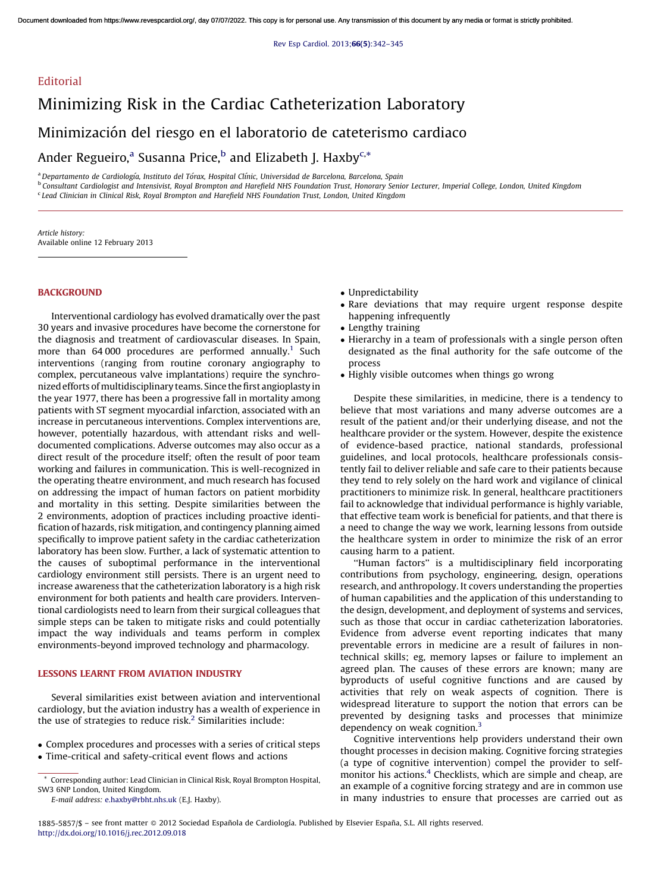Editorial

# Minimizing Risk in the Cardiac Catheterization Laboratory

## Minimización del riesgo en el laboratorio de cateterismo cardiaco

Ander Regueiro,[a] Susanna Price,[b] and Elizabeth J. Haxby[c,*]

[a] *Departamento de Cardiología, Instituto del Tórax, Hospital Clínic, Universidad de Barcelona, Barcelona, Spain*
[b] *Consultant Cardiologist and Intensivist, Royal Brompton and Harefield NHS Foundation Trust, Honorary Senior Lecturer, Imperial College, London, United Kingdom*
[c] *Lead Clinician in Clinical Risk, Royal Brompton and Harefield NHS Foundation Trust, London, United Kingdom*

*Article history:*
Available online 12 February 2013

## BACKGROUND

Interventional cardiology has evolved dramatically over the past 30 years and invasive procedures have become the cornerstone for the diagnosis and treatment of cardiovascular diseases. In Spain, more than 64 000 procedures are performed annually.[1] Such interventions (ranging from routine coronary angiography to complex, percutaneous valve implantations) require the synchronized efforts of multidisciplinary teams. Since the first angioplasty in the year 1977, there has been a progressive fall in mortality among patients with ST segment myocardial infarction, associated with an increase in percutaneous interventions. Complex interventions are, however, potentially hazardous, with attendant risks and well-documented complications. Adverse outcomes may also occur as a direct result of the procedure itself; often the result of poor team working and failures in communication. This is well-recognized in the operating theatre environment, and much research has focused on addressing the impact of human factors on patient morbidity and mortality in this setting. Despite similarities between the 2 environments, adoption of practices including proactive identification of hazards, risk mitigation, and contingency planning aimed specifically to improve patient safety in the cardiac catheterization laboratory has been slow. Further, a lack of systematic attention to the causes of suboptimal performance in the interventional cardiology environment still persists. There is an urgent need to increase awareness that the catheterization laboratory is a high risk environment for both patients and health care providers. Interventional cardiologists need to learn from their surgical colleagues that simple steps can be taken to mitigate risks and could potentially impact the way individuals and teams perform in complex environments-beyond improved technology and pharmacology.

## LESSONS LEARNT FROM AVIATION INDUSTRY

Several similarities exist between aviation and interventional cardiology, but the aviation industry has a wealth of experience in the use of strategies to reduce risk.[2] Similarities include:

- Complex procedures and processes with a series of critical steps
- Time-critical and safety-critical event flows and actions
- Unpredictability
- Rare deviations that may require urgent response despite happening infrequently
- Lengthy training
- Hierarchy in a team of professionals with a single person often designated as the final authority for the safe outcome of the process
- Highly visible outcomes when things go wrong

Despite these similarities, in medicine, there is a tendency to believe that most variations and many adverse outcomes are a result of the patient and/or their underlying disease, and not the healthcare provider or the system. However, despite the existence of evidence-based practice, national standards, professional guidelines, and local protocols, healthcare professionals consistently fail to deliver reliable and safe care to their patients because they tend to rely solely on the hard work and vigilance of clinical practitioners to minimize risk. In general, healthcare practitioners fail to acknowledge that individual performance is highly variable, that effective team work is beneficial for patients, and that there is a need to change the way we work, learning lessons from outside the healthcare system in order to minimize the risk of an error causing harm to a patient.

"Human factors" is a multidisciplinary field incorporating contributions from psychology, engineering, design, operations research, and anthropology. It covers understanding the properties of human capabilities and the application of this understanding to the design, development, and deployment of systems and services, such as those that occur in cardiac catheterization laboratories. Evidence from adverse event reporting indicates that many preventable errors in medicine are a result of failures in non-technical skills; eg, memory lapses or failure to implement an agreed plan. The causes of these errors are known; many are byproducts of useful cognitive functions and are caused by activities that rely on weak aspects of cognition. There is widespread literature to support the notion that errors can be prevented by designing tasks and processes that minimize dependency on weak cognition.[3]

Cognitive interventions help providers understand their own thought processes in decision making. Cognitive forcing strategies (a type of cognitive intervention) compel the provider to self-monitor his actions.[4] Checklists, which are simple and cheap, are an example of a cognitive forcing strategy and are in common use in many industries to ensure that processes are carried out as

\* Corresponding author: Lead Clinician in Clinical Risk, Royal Brompton Hospital, SW3 6NP London, United Kingdom.
*E-mail address:* e.haxby@rbht.nhs.uk (E.J. Haxby).

1885-5857/$ – see front matter © 2012 Sociedad Española de Cardiología. Published by Elsevier España, S.L. All rights reserved.
http://dx.doi.org/10.1016/j.rec.2012.09.018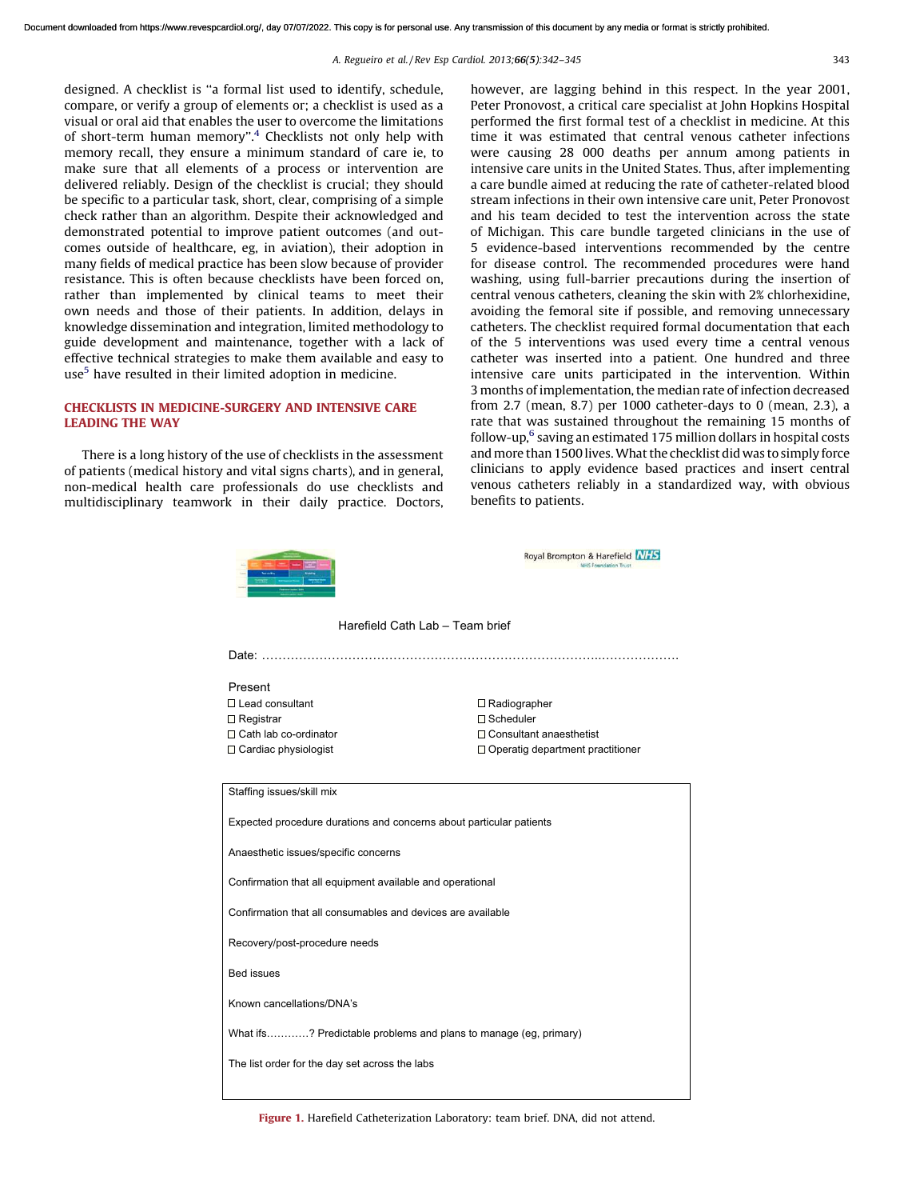designed. A checklist is "a formal list used to identify, schedule, compare, or verify a group of elements or; a checklist is used as a visual or oral aid that enables the user to overcome the limitations of short-term human memory".[4] Checklists not only help with memory recall, they ensure a minimum standard of care ie, to make sure that all elements of a process or intervention are delivered reliably. Design of the checklist is crucial; they should be specific to a particular task, short, clear, comprising of a simple check rather than an algorithm. Despite their acknowledged and demonstrated potential to improve patient outcomes (and outcomes outside of healthcare, eg, in aviation), their adoption in many fields of medical practice has been slow because of provider resistance. This is often because checklists have been forced on, rather than implemented by clinical teams to meet their own needs and those of their patients. In addition, delays in knowledge dissemination and integration, limited methodology to guide development and maintenance, together with a lack of effective technical strategies to make them available and easy to use[5] have resulted in their limited adoption in medicine.

## CHECKLISTS IN MEDICINE-SURGERY AND INTENSIVE CARE LEADING THE WAY

There is a long history of the use of checklists in the assessment of patients (medical history and vital signs charts), and in general, non-medical health care professionals do use checklists and multidisciplinary teamwork in their daily practice. Doctors, however, are lagging behind in this respect. In the year 2001, Peter Pronovost, a critical care specialist at John Hopkins Hospital performed the first formal test of a checklist in medicine. At this time it was estimated that central venous catheter infections were causing 28 000 deaths per annum among patients in intensive care units in the United States. Thus, after implementing a care bundle aimed at reducing the rate of catheter-related blood stream infections in their own intensive care unit, Peter Pronovost and his team decided to test the intervention across the state of Michigan. This care bundle targeted clinicians in the use of 5 evidence-based interventions recommended by the centre for disease control. The recommended procedures were hand washing, using full-barrier precautions during the insertion of central venous catheters, cleaning the skin with 2% chlorhexidine, avoiding the femoral site if possible, and removing unnecessary catheters. The checklist required formal documentation that each of the 5 interventions was used every time a central venous catheter was inserted into a patient. One hundred and three intensive care units participated in the intervention. Within 3 months of implementation, the median rate of infection decreased from 2.7 (mean, 8.7) per 1000 catheter-days to 0 (mean, 2.3), a rate that was sustained throughout the remaining 15 months of follow-up,[6] saving an estimated 175 million dollars in hospital costs and more than 1500 lives. What the checklist did was to simply force clinicians to apply evidence based practices and insert central venous catheters reliably in a standardized way, with obvious benefits to patients.

Royal Brompton & Harefield NHS
NHS Foundation Trust

Harefield Cath Lab – Team brief

Date: ......................................................................................................

Present

- ☐ Lead consultant
- ☐ Registrar
- ☐ Cath lab co-ordinator
- ☐ Cardiac physiologist
- ☐ Radiographer
- ☐ Scheduler
- ☐ Consultant anaesthetist
- ☐ Operatig department practitioner

Staffing issues/skill mix

Expected procedure durations and concerns about particular patients

Anaesthetic issues/specific concerns

Confirmation that all equipment available and operational

Confirmation that all consumables and devices are available

Recovery/post-procedure needs

Bed issues

Known cancellations/DNA's

What ifs............? Predictable problems and plans to manage (eg, primary)

The list order for the day set across the labs

**Figure 1.** Harefield Catheterization Laboratory: team brief. DNA, did not attend.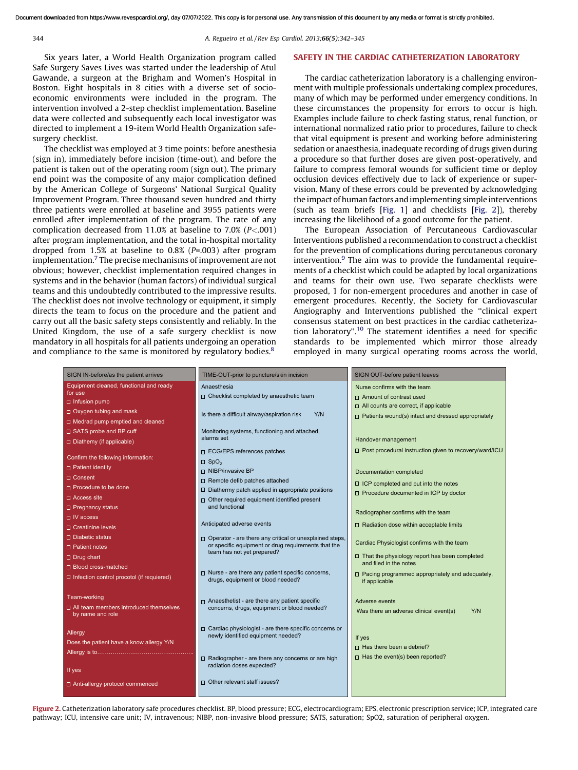Six years later, a World Health Organization program called Safe Surgery Saves Lives was started under the leadership of Atul Gawande, a surgeon at the Brigham and Women's Hospital in Boston. Eight hospitals in 8 cities with a diverse set of socioeconomic environments were included in the program. The intervention involved a 2-step checklist implementation. Baseline data were collected and subsequently each local investigator was directed to implement a 19-item World Health Organization safe-surgery checklist.

The checklist was employed at 3 time points: before anesthesia (sign in), immediately before incision (time-out), and before the patient is taken out of the operating room (sign out). The primary end point was the composite of any major complication defined by the American College of Surgeons' National Surgical Quality Improvement Program. Three thousand seven hundred and thirty three patients were enrolled at baseline and 3955 patients were enrolled after implementation of the program. The rate of any complication decreased from 11.0% at baseline to 7.0% ($P<.001$) after program implementation, and the total in-hospital mortality dropped from 1.5% at baseline to 0.8% ($P=.003$) after program implementation.[7] The precise mechanisms of improvement are not obvious; however, checklist implementation required changes in systems and in the behavior (human factors) of individual surgical teams and this undoubtedly contributed to the impressive results. The checklist does not involve technology or equipment, it simply directs the team to focus on the procedure and the patient and carry out all the basic safety steps consistently and reliably. In the United Kingdom, the use of a safe surgery checklist is now mandatory in all hospitals for all patients undergoing an operation and compliance to the same is monitored by regulatory bodies.[8]

## SAFETY IN THE CARDIAC CATHETERIZATION LABORATORY

The cardiac catheterization laboratory is a challenging environment with multiple professionals undertaking complex procedures, many of which may be performed under emergency conditions. In these circumstances the propensity for errors to occur is high. Examples include failure to check fasting status, renal function, or international normalized ratio prior to procedures, failure to check that vital equipment is present and working before administering sedation or anaesthesia, inadequate recording of drugs given during a procedure so that further doses are given post-operatively, and failure to compress femoral wounds for sufficient time or deploy occlusion devices effectively due to lack of experience or supervision. Many of these errors could be prevented by acknowledging the impact of human factors and implementing simple interventions (such as team briefs [Fig. 1] and checklists [Fig. 2]), thereby increasing the likelihood of a good outcome for the patient.

The European Association of Percutaneous Cardiovascular Interventions published a recommendation to construct a checklist for the prevention of complications during percutaneous coronary intervention.[9] The aim was to provide the fundamental requirements of a checklist which could be adapted by local organizations and teams for their own use. Two separate checklists were proposed, 1 for non-emergent procedures and another in case of emergent procedures. Recently, the Society for Cardiovascular Angiography and Interventions published the "clinical expert consensus statement on best practices in the cardiac catheterization laboratory".[10] The statement identifies a need for specific standards to be implemented which mirror those already employed in many surgical operating rooms across the world,

| SIGN IN-before/as the patient arrives | TIME-OUT-prior to puncture/skin incision | SIGN OUT-before patient leaves |
|---|---|---|
| Equipment cleaned, functional and ready for use | Anaesthesia | Nurse confirms with the team |
| ☐ Infusion pump | ☐ Checklist completed by anaesthetic team | ☐ Amount of contrast used |
| ☐ Oxygen tubing and mask | Is there a difficult airway/aspiration risk Y/N | ☐ All counts are correct, if applicable |
| ☐ Medrad pump emptied and cleaned | Monitoring systems, functioning and attached, alarms set | ☐ Patients wound(s) intact and dressed appropriately |
| ☐ SATS probe and BP cuff | ☐ ECG/EPS references patches | Handover management |
| ☐ Diathemy (if applicable) | ☐ $SpO_2$ | ☐ Post procedural instruction given to recovery/ward/ICU |
| Confirm the following information: | ☐ NIBP/invasive BP | Documentation completed |
| ☐ Patient identity | ☐ Remote defib patches attached | ☐ ICP completed and put into the notes |
| ☐ Consent | ☐ Diathermy patch applied in appropriate positions | ☐ Procedure documented in ICP by doctor |
| ☐ Procedure to be done | ☐ Other required equipment identified present and functional | Radiographer confirms with the team |
| ☐ Access site | Anticipated adverse events | ☐ Radiation dose within acceptable limits |
| ☐ Pregnancy status | ☐ Operator - are there any critical or unexplained steps, or specific equipment or drug requirements that the team has not yet prepared? | Cardiac Physiologist confirms with the team |
| ☐ IV access | ☐ Nurse - are there any patient specific concerns, drugs, equipment or blood needed? | ☐ That the physiology report has been completed and filed in the notes |
| ☐ Creatinine levels | ☐ Anaesthetist - are there any patient specific concerns, drugs, equipment or blood needed? | ☐ Pacing programmed appropriately and adequately, if applicable |
| ☐ Diabetic status | ☐ Cardiac physiologist - are there specific concerns or newly identified equipment needed? | Adverse events |
| ☐ Patient notes | ☐ Radiographer - are there any concerns or are high radiation doses expected? | Was there an adverse clinical event(s) Y/N |
| ☐ Drug chart | ☐ Other relevant staff issues? | If yes |
| ☐ Blood cross-matched | | ☐ Has there been a debrief? |
| ☐ Infection control procotol (if requiered) | | ☐ Has the event(s) been reported? |
| Team-working | | |
| ☐ All team members introduced themselves by name and role | | |
| Allergy | | |
| Does the patient have a know allergy Y/N | | |
| Allergy is to................................................ | | |
| If yes | | |
| ☐ Anti-allergy protocol commenced | | |

**Figure 2.** Catheterization laboratory safe procedures checklist. BP, blood pressure; ECG, electrocardiogram; EPS, electronic prescription service; ICP, integrated care pathway; ICU, intensive care unit; IV, intravenous; NIBP, non-invasive blood pressure; SATS, saturation; SpO2, saturation of peripheral oxygen.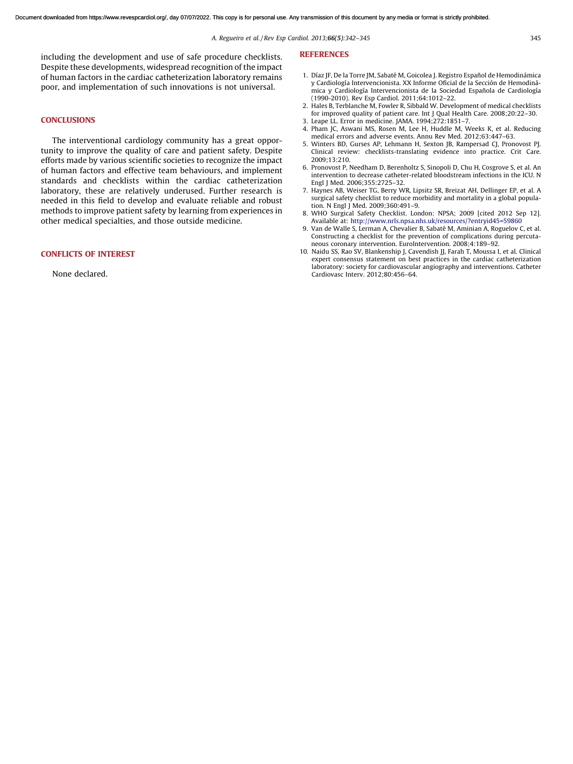including the development and use of safe procedure checklists. Despite these developments, widespread recognition of the impact of human factors in the cardiac catheterization laboratory remains poor, and implementation of such innovations is not universal.

## CONCLUSIONS

The interventional cardiology community has a great opportunity to improve the quality of care and patient safety. Despite efforts made by various scientific societies to recognize the impact of human factors and effective team behaviours, and implement standards and checklists within the cardiac catheterization laboratory, these are relatively underused. Further research is needed in this field to develop and evaluate reliable and robust methods to improve patient safety by learning from experiences in other medical specialties, and those outside medicine.

## CONFLICTS OF INTEREST

None declared.

## REFERENCES

1. Díaz JF, De la Torre JM, Sabaté M, Goicolea J. Registro Español de Hemodinámica y Cardiología Intervencionista. XX Informe Oficial de la Sección de Hemodinámica y Cardiología Intervencionista de la Sociedad Española de Cardiología (1990-2010). Rev Esp Cardiol. 2011;64:1012–22.
2. Hales B, Terblanche M, Fowler R, Sibbald W. Development of medical checklists for improved quality of patient care. Int J Qual Health Care. 2008;20:22–30.
3. Leape LL. Error in medicine. JAMA. 1994;272:1851–7.
4. Pham JC, Aswani MS, Rosen M, Lee H, Huddle M, Weeks K, et al. Reducing medical errors and adverse events. Annu Rev Med. 2012;63:447–63.
5. Winters BD, Gurses AP, Lehmann H, Sexton JB, Rampersad CJ, Pronovost PJ. Clinical review: checklists-translating evidence into practice. Crit Care. 2009;13:210.
6. Pronovost P, Needham D, Berenholtz S, Sinopoli D, Chu H, Cosgrove S, et al. An intervention to decrease catheter-related bloodstream infections in the ICU. N Engl J Med. 2006;355:2725–32.
7. Haynes AB, Weiser TG, Berry WR, Lipsitz SR, Breizat AH, Dellinger EP, et al. A surgical safety checklist to reduce morbidity and mortality in a global population. N Engl J Med. 2009;360:491–9.
8. WHO Surgical Safety Checklist. London: NPSA; 2009 [cited 2012 Sep 12]. Available at: http://www.nrls.npsa.nhs.uk/resources/?entryid45=59860
9. Van de Walle S, Lerman A, Chevalier B, Sabaté M, Aminian A, Roguelov C, et al. Constructing a checklist for the prevention of complications during percutaneous coronary intervention. EuroIntervention. 2008;4:189–92.
10. Naidu SS, Rao SV, Blankenship J, Cavendish JJ, Farah T, Moussa I, et al. Clinical expert consensus statement on best practices in the cardiac catheterization laboratory: society for cardiovascular angiography and interventions. Catheter Cardiovasc Interv. 2012;80:456–64.